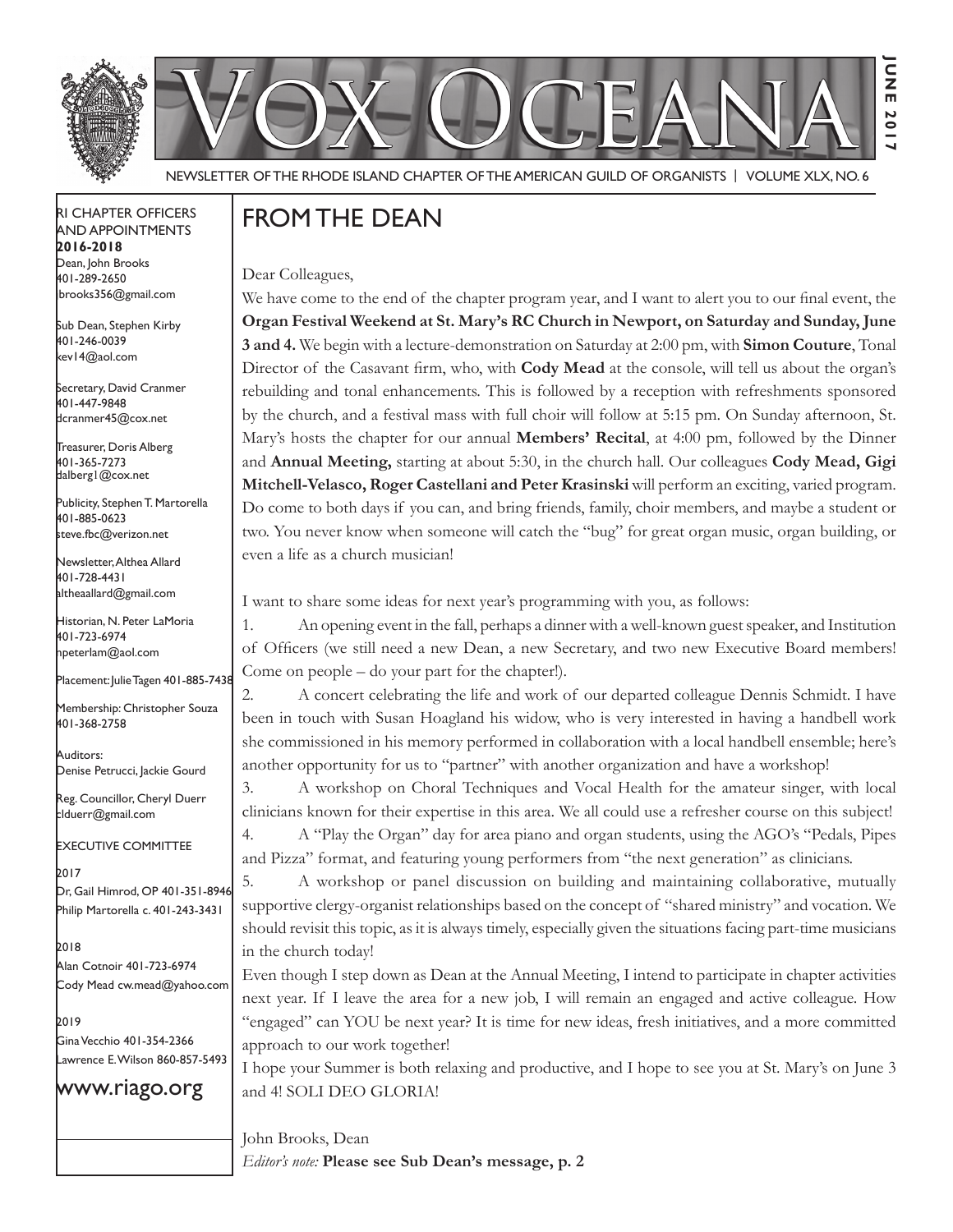# VOX OCEANA

JUNE 2017

NEWSLETTER OF THE RHODE ISLAND CHAPTER OF THE AMERICAN GUILD OF ORGANISTS | VOLUME XLX, NO. 6

RI CHAPTER OFFICERS AND APPOINTMENTS
**2016-2018**

Dean, John Brooks
401-289-2650
jbrooks356@gmail.com

Sub Dean, Stephen Kirby
401-246-0039
kev14@aol.com

Secretary, David Cranmer
401-447-9848
dcranmer45@cox.net

Treasurer, Doris Alberg
401-365-7273
dalberg1@cox.net

Publicity, Stephen T. Martorella
401-885-0623
steve.fbc@verizon.net

Newsletter, Althea Allard
401-728-4431
altheaallard@gmail.com

Historian, N. Peter LaMoria
401-723-6974
npeterlam@aol.com

Placement: Julie Tagen 401-885-7438

Membership: Christopher Souza
401-368-2758

Auditors:
Denise Petrucci, Jackie Gourd

Reg. Councillor, Cheryl Duerr
clduerr@gmail.com

EXECUTIVE COMMITTEE

2017
Dr, Gail Himrod, OP 401-351-8946
Philip Martorella c. 401-243-3431

2018
Alan Cotnoir 401-723-6974
Cody Mead cw.mead@yahoo.com

2019
Gina Vecchio 401-354-2366
Lawrence E. Wilson 860-857-5493

www.riago.org

## FROM THE DEAN

Dear Colleagues,

We have come to the end of the chapter program year, and I want to alert you to our final event, the **Organ Festival Weekend at St. Mary's RC Church in Newport, on Saturday and Sunday, June 3 and 4.** We begin with a lecture-demonstration on Saturday at 2:00 pm, with **Simon Couture**, Tonal Director of the Casavant firm, who, with **Cody Mead** at the console, will tell us about the organ's rebuilding and tonal enhancements. This is followed by a reception with refreshments sponsored by the church, and a festival mass with full choir will follow at 5:15 pm. On Sunday afternoon, St. Mary's hosts the chapter for our annual **Members' Recital**, at 4:00 pm, followed by the Dinner and **Annual Meeting,** starting at about 5:30, in the church hall. Our colleagues **Cody Mead, Gigi Mitchell-Velasco, Roger Castellani and Peter Krasinski** will perform an exciting, varied program. Do come to both days if you can, and bring friends, family, choir members, and maybe a student or two. You never know when someone will catch the "bug" for great organ music, organ building, or even a life as a church musician!

I want to share some ideas for next year's programming with you, as follows:

1. An opening event in the fall, perhaps a dinner with a well-known guest speaker, and Institution of Officers (we still need a new Dean, a new Secretary, and two new Executive Board members! Come on people – do your part for the chapter!).
2. A concert celebrating the life and work of our departed colleague Dennis Schmidt. I have been in touch with Susan Hoagland his widow, who is very interested in having a handbell work she commissioned in his memory performed in collaboration with a local handbell ensemble; here's another opportunity for us to "partner" with another organization and have a workshop!
3. A workshop on Choral Techniques and Vocal Health for the amateur singer, with local clinicians known for their expertise in this area. We all could use a refresher course on this subject!
4. A "Play the Organ" day for area piano and organ students, using the AGO's "Pedals, Pipes and Pizza" format, and featuring young performers from "the next generation" as clinicians.
5. A workshop or panel discussion on building and maintaining collaborative, mutually supportive clergy-organist relationships based on the concept of "shared ministry" and vocation. We should revisit this topic, as it is always timely, especially given the situations facing part-time musicians in the church today!

Even though I step down as Dean at the Annual Meeting, I intend to participate in chapter activities next year. If I leave the area for a new job, I will remain an engaged and active colleague. How "engaged" can YOU be next year? It is time for new ideas, fresh initiatives, and a more committed approach to our work together!

I hope your Summer is both relaxing and productive, and I hope to see you at St. Mary's on June 3 and 4! SOLI DEO GLORIA!

John Brooks, Dean

*Editor's note:* **Please see Sub Dean's message, p. 2**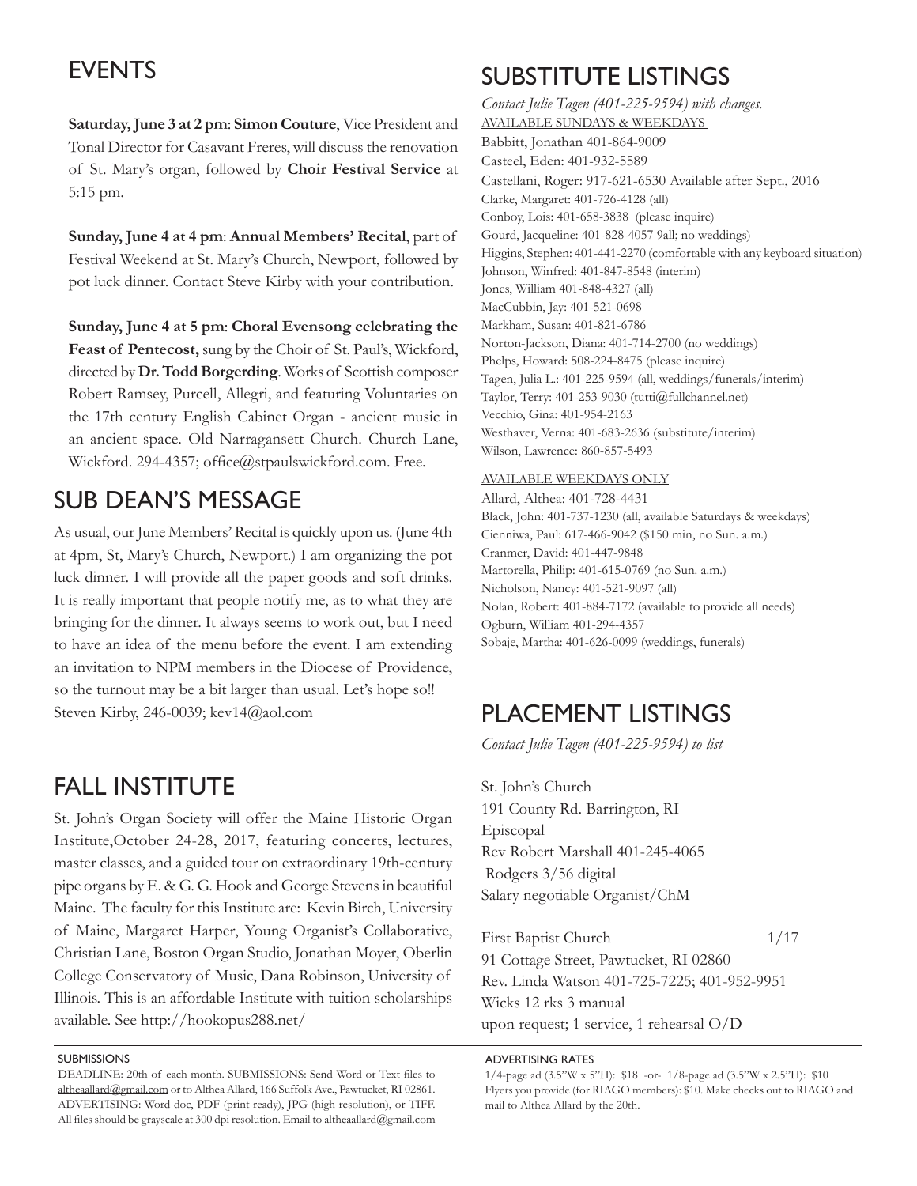## EVENTS

**Saturday, June 3 at 2 pm**: **Simon Couture**, Vice President and Tonal Director for Casavant Freres, will discuss the renovation of St. Mary's organ, followed by **Choir Festival Service** at 5:15 pm.

**Sunday, June 4 at 4 pm**: **Annual Members' Recital**, part of Festival Weekend at St. Mary's Church, Newport, followed by pot luck dinner. Contact Steve Kirby with your contribution.

**Sunday, June 4 at 5 pm**: **Choral Evensong celebrating the Feast of Pentecost,** sung by the Choir of St. Paul's, Wickford, directed by **Dr. Todd Borgerding**. Works of Scottish composer Robert Ramsey, Purcell, Allegri, and featuring Voluntaries on the 17th century English Cabinet Organ - ancient music in an ancient space. Old Narragansett Church. Church Lane, Wickford. 294-4357; office@stpaulswickford.com. Free.

## SUB DEAN'S MESSAGE

As usual, our June Members' Recital is quickly upon us. (June 4th at 4pm, St, Mary's Church, Newport.) I am organizing the pot luck dinner. I will provide all the paper goods and soft drinks. It is really important that people notify me, as to what they are bringing for the dinner. It always seems to work out, but I need to have an idea of the menu before the event. I am extending an invitation to NPM members in the Diocese of Providence, so the turnout may be a bit larger than usual. Let's hope so!!
Steven Kirby, 246-0039; kev14@aol.com

## FALL INSTITUTE

St. John's Organ Society will offer the Maine Historic Organ Institute,October 24-28, 2017, featuring concerts, lectures, master classes, and a guided tour on extraordinary 19th-century pipe organs by E. & G. G. Hook and George Stevens in beautiful Maine. The faculty for this Institute are: Kevin Birch, University of Maine, Margaret Harper, Young Organist's Collaborative, Christian Lane, Boston Organ Studio, Jonathan Moyer, Oberlin College Conservatory of Music, Dana Robinson, University of Illinois. This is an affordable Institute with tuition scholarships available. See http://hookopus288.net/

## SUBSTITUTE LISTINGS

*Contact Julie Tagen (401-225-9594) with changes.*

AVAILABLE SUNDAYS & WEEKDAYS

Babbitt, Jonathan 401-864-9009
Casteel, Eden: 401-932-5589
Castellani, Roger: 917-621-6530 Available after Sept., 2016
Clarke, Margaret: 401-726-4128 (all)
Conboy, Lois: 401-658-3838 (please inquire)
Gourd, Jacqueline: 401-828-4057 9all; no weddings)
Higgins, Stephen: 401-441-2270 (comfortable with any keyboard situation)
Johnson, Winfred: 401-847-8548 (interim)
Jones, William 401-848-4327 (all)
MacCubbin, Jay: 401-521-0698
Markham, Susan: 401-821-6786
Norton-Jackson, Diana: 401-714-2700 (no weddings)
Phelps, Howard: 508-224-8475 (please inquire)
Tagen, Julia L.: 401-225-9594 (all, weddings/funerals/interim)
Taylor, Terry: 401-253-9030 (tutti@fullchannel.net)
Vecchio, Gina: 401-954-2163
Westhaver, Verna: 401-683-2636 (substitute/interim)
Wilson, Lawrence: 860-857-5493

AVAILABLE WEEKDAYS ONLY

Allard, Althea: 401-728-4431
Black, John: 401-737-1230 (all, available Saturdays & weekdays)
Cienniwa, Paul: 617-466-9042 ($150 min, no Sun. a.m.)
Cranmer, David: 401-447-9848
Martorella, Philip: 401-615-0769 (no Sun. a.m.)
Nicholson, Nancy: 401-521-9097 (all)
Nolan, Robert: 401-884-7172 (available to provide all needs)
Ogburn, William 401-294-4357
Sobaje, Martha: 401-626-0099 (weddings, funerals)

## PLACEMENT LISTINGS

*Contact Julie Tagen (401-225-9594) to list*

St. John's Church
191 County Rd. Barrington, RI
Episcopal
Rev Robert Marshall 401-245-4065
Rodgers 3/56 digital
Salary negotiable Organist/ChM

First Baptist Church 1/17
91 Cottage Street, Pawtucket, RI 02860
Rev. Linda Watson 401-725-7225; 401-952-9951
Wicks 12 rks 3 manual
upon request; 1 service, 1 rehearsal O/D

#### SUBMISSIONS

DEADLINE: 20th of each month. SUBMISSIONS: Send Word or Text files to altheaallard@gmail.com or to Althea Allard, 166 Suffolk Ave., Pawtucket, RI 02861. ADVERTISING: Word doc, PDF (print ready), JPG (high resolution), or TIFF. All files should be grayscale at 300 dpi resolution. Email to altheaallard@gmail.com

#### ADVERTISING RATES

1/4-page ad (3.5"W x 5"H): $18 -or- 1/8-page ad (3.5"W x 2.5"H): $10
Flyers you provide (for RIAGO members): $10. Make checks out to RIAGO and mail to Althea Allard by the 20th.